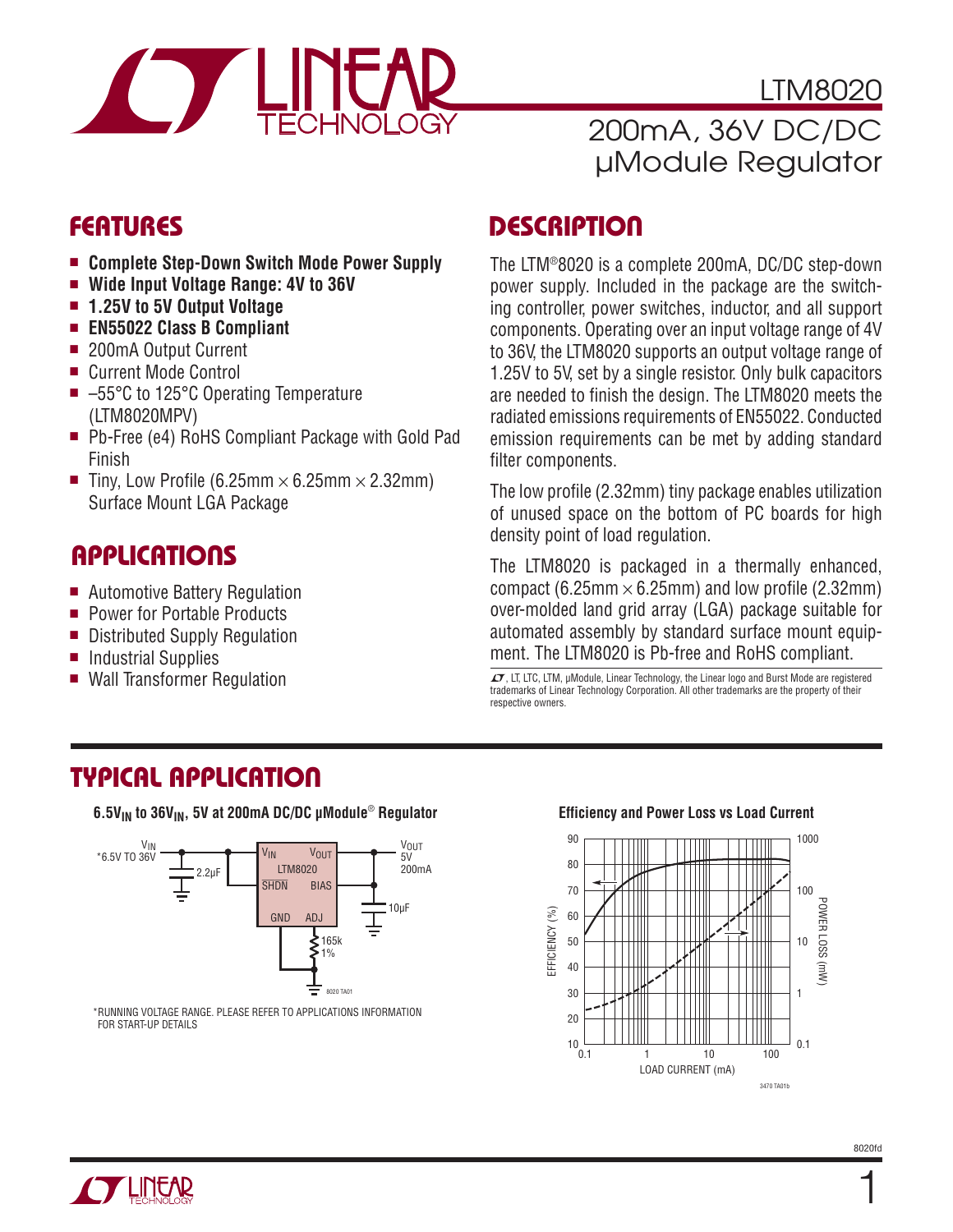# LTM8020

## 200mA, 36V DC/DC µModule Regulator

## FEATURES

- **Complete Step-Down Switch Mode Power Supply**
- **Wide Input Voltage Range: 4V to 36V**
- **1.25V to 5V Output Voltage**
- **EN55022 Class B Compliant**
- 200mA Output Current
- Current Mode Control
- –55°C to 125°C Operating Temperature (LTM8020MPV)
- Pb-Free (e4) RoHS Compliant Package with Gold Pad Finish
- Tiny, Low Profile (6.25mm × 6.25mm × 2.32mm) Surface Mount LGA Package

## APPLICATIONS

- Automotive Battery Regulation
- Power for Portable Products
- Distributed Supply Regulation
- Industrial Supplies
- Wall Transformer Regulation

## DESCRIPTION

The LTM®8020 is a complete 200mA, DC/DC step-down power supply. Included in the package are the switching controller, power switches, inductor, and all support components. Operating over an input voltage range of 4V to 36V, the LTM8020 supports an output voltage range of 1.25V to 5V, set by a single resistor. Only bulk capacitors are needed to finish the design. The LTM8020 meets the radiated emissions requirements of EN55022. Conducted emission requirements can be met by adding standard filter components.

The low profile (2.32mm) tiny package enables utilization of unused space on the bottom of PC boards for high density point of load regulation.

The LTM8020 is packaged in a thermally enhanced, compact (6.25mm × 6.25mm) and low profile (2.32mm) over-molded land grid array (LGA) package suitable for automated assembly by standard surface mount equipment. The LTM8020 is Pb-free and RoHS compliant.

LT, LTC, LTM, µModule, Linear Technology, the Linear logo and Burst Mode are registered trademarks of Linear Technology Corporation. All other trademarks are the property of their respective owners.

## TYPICAL APPLICATION

**$6.5V_{IN}$ to $36V_{IN}$, 5V at 200mA DC/DC µModule® Regulator**

$V_{IN}$
*6.5V TO 36V
2.2µF
$V_{IN}$ $V_{OUT}$
LTM8020
SHDN BIAS
GND ADJ
165k
1%
$V_{OUT}$
5V
200mA
10µF
8020 TA01

*RUNNING VOLTAGE RANGE. PLEASE REFER TO APPLICATIONS INFORMATION FOR START-UP DETAILS

**Efficiency and Power Loss vs Load Current**

EFFICIENCY (%)
90
80
70
60
50
40
30
20
10
POWER LOSS (mW)
1000
100
10
1
0.1
LOAD CURRENT (mA)
0.1
1
10
100
3470 TA01b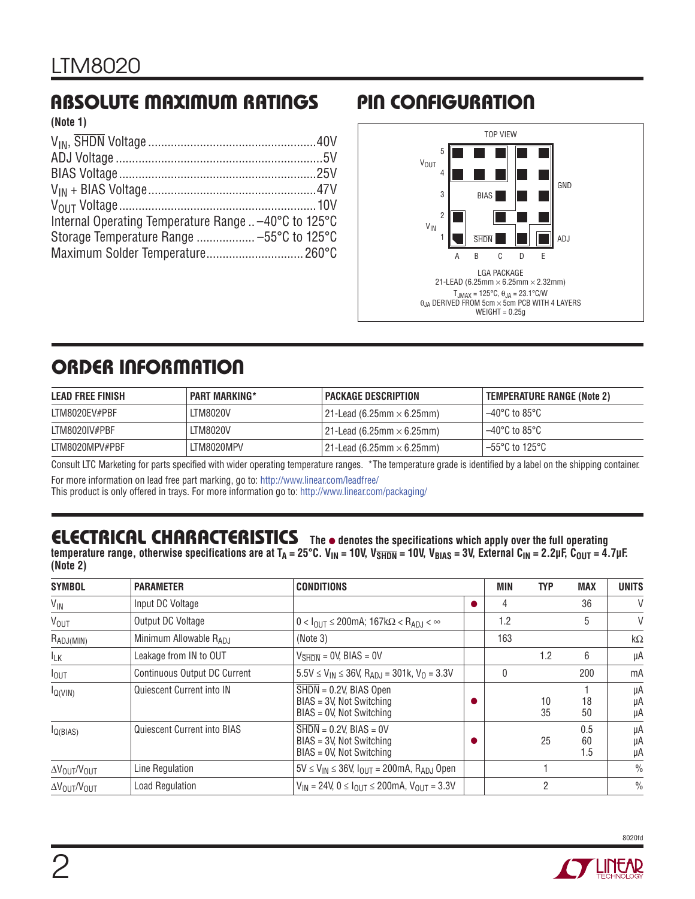## ABSOLUTE MAXIMUM RATINGS

**(Note 1)**

$V_{IN}$, $\overline{SHDN}$ Voltage ....................................................40V
ADJ Voltage ................................................................5V
BIAS Voltage ..............................................................25V
$V_{IN}$ + BIAS Voltage ....................................................47V
$V_{OUT}$ Voltage ............................................................10V
Internal Operating Temperature Range .. –40°C to 125°C
Storage Temperature Range .................. –55°C to 125°C
Maximum Solder Temperature.............................. 260°C

## PIN CONFIGURATION

TOP VIEW

$V_{OUT}$

$V_{IN}$

BIAS

$\overline{SHDN}$

GND

ADJ

5
4
3
2
1

A B C D E

LGA PACKAGE
21-LEAD (6.25mm × 6.25mm × 2.32mm)
$T_{JMAX}$ = 125°C, $\theta_{JA}$ = 23.1°C/W
$\theta_{JA}$ DERIVED FROM 5cm × 5cm PCB WITH 4 LAYERS
WEIGHT = 0.25g

## ORDER INFORMATION

| LEAD FREE FINISH | PART MARKING* | PACKAGE DESCRIPTION | TEMPERATURE RANGE (Note 2) |
|---|---|---|---|
| LTM8020EV#PBF | LTM8020V | 21-Lead (6.25mm × 6.25mm) | –40°C to 85°C |
| LTM8020IV#PBF | LTM8020V | 21-Lead (6.25mm × 6.25mm) | –40°C to 85°C |
| LTM8020MPV#PBF | LTM8020MPV | 21-Lead (6.25mm × 6.25mm) | –55°C to 125°C |

Consult LTC Marketing for parts specified with wider operating temperature ranges. *The temperature grade is identified by a label on the shipping container.

For more information on lead free part marking, go to: http://www.linear.com/leadfree/
This product is only offered in trays. For more information go to: http://www.linear.com/packaging/

## ELECTRICAL CHARACTERISTICS

**The ● denotes the specifications which apply over the full operating temperature range, otherwise specifications are at $T_A$ = 25°C. $V_{IN}$ = 10V, $V_{\overline{SHDN}}$ = 10V, $V_{BIAS}$ = 3V, External $C_{IN}$ = 2.2µF, $C_{OUT}$ = 4.7µF. (Note 2)**

| SYMBOL | PARAMETER | CONDITIONS | | MIN | TYP | MAX | UNITS |
|---|---|---|---|---|---|---|---|
| $V_{IN}$ | Input DC Voltage | | ● | 4 | | 36 | V |
| $V_{OUT}$ | Output DC Voltage | $0 < I_{OUT} \le 200mA$; $167k\Omega < R_{ADJ} < \infty$ | | 1.2 | | 5 | V |
| $R_{ADJ(MIN)}$ | Minimum Allowable $R_{ADJ}$ | (Note 3) | | 163 | | | kΩ |
| $I_{LK}$ | Leakage from IN to OUT | $V_{\overline{SHDN}}$ = 0V, BIAS = 0V | | | 1.2 | 6 | µA |
| $I_{OUT}$ | Continuous Output DC Current | $5.5V \le V_{IN} \le 36V$, $R_{ADJ}$ = 301k, $V_O$ = 3.3V | | 0 | | 200 | mA |
| $I_{Q(VIN)}$ | Quiescent Current into IN | $\overline{SHDN}$ = 0.2V, BIAS Open<br>BIAS = 3V, Not Switching<br>BIAS = 0V, Not Switching | ● | | <br>10<br>35 | 1<br>18<br>50 | µA<br>µA<br>µA |
| $I_{Q(BIAS)}$ | Quiescent Current into BIAS | $\overline{SHDN}$ = 0.2V, BIAS = 0V<br>BIAS = 3V, Not Switching<br>BIAS = 0V, Not Switching | ● | | <br>25<br> | 0.5<br>60<br>1.5 | µA<br>µA<br>µA |
| $\Delta V_{OUT}/V_{OUT}$ | Line Regulation | $5V \le V_{IN} \le 36V$, $I_{OUT}$ = 200mA, $R_{ADJ}$ Open | | | 1 | | % |
| $\Delta V_{OUT}/V_{OUT}$ | Load Regulation | $V_{IN}$ = 24V, $0 \le I_{OUT} \le 200mA$, $V_{OUT}$ = 3.3V | | | 2 | | % |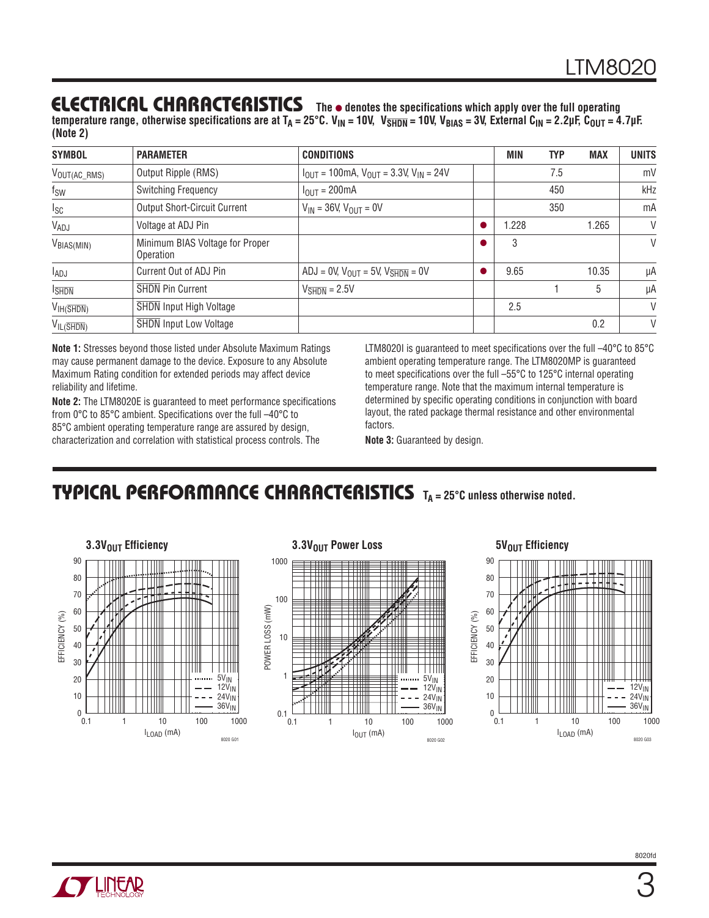## ELECTRICAL CHARACTERISTICS

**The ● denotes the specifications which apply over the full operating temperature range, otherwise specifications are at $T_A$ = 25°C. $V_{IN}$ = 10V, $V_{\overline{SHDN}}$ = 10V, $V_{BIAS}$ = 3V, External $C_{IN}$ = 2.2µF, $C_{OUT}$ = 4.7µF. (Note 2)**

| SYMBOL | PARAMETER | CONDITIONS | | MIN | TYP | MAX | UNITS |
|---|---|---|---|---|---|---|---|
| $V_{OUT(AC\_RMS)}$ | Output Ripple (RMS) | $I_{OUT}$ = 100mA, $V_{OUT}$ = 3.3V, $V_{IN}$ = 24V | | | 7.5 | | mV |
| $f_{SW}$ | Switching Frequency | $I_{OUT}$ = 200mA | | | 450 | | kHz |
| $I_{SC}$ | Output Short-Circuit Current | $V_{IN}$ = 36V, $V_{OUT}$ = 0V | | | 350 | | mA |
| $V_{ADJ}$ | Voltage at ADJ Pin | | ● | 1.228 | | 1.265 | V |
| $V_{BIAS(MIN)}$ | Minimum BIAS Voltage for Proper Operation | | ● | 3 | | | V |
| $I_{ADJ}$ | Current Out of ADJ Pin | ADJ = 0V, $V_{OUT}$ = 5V, $V_{\overline{SHDN}}$ = 0V | ● | 9.65 | | 10.35 | µA |
| $I_{\overline{SHDN}}$ | $\overline{SHDN}$ Pin Current | $V_{\overline{SHDN}}$ = 2.5V | | | 1 | 5 | µA |
| $V_{IH(\overline{SHDN})}$ | $\overline{SHDN}$ Input High Voltage | | | 2.5 | | | V |
| $V_{IL(\overline{SHDN})}$ | $\overline{SHDN}$ Input Low Voltage | | | | | 0.2 | V |

**Note 1:** Stresses beyond those listed under Absolute Maximum Ratings may cause permanent damage to the device. Exposure to any Absolute Maximum Rating condition for extended periods may affect device reliability and lifetime.

**Note 2:** The LTM8020E is guaranteed to meet performance specifications from 0°C to 85°C ambient. Specifications over the full –40°C to 85°C ambient operating temperature range are assured by design, characterization and correlation with statistical process controls. The LTM8020I is guaranteed to meet specifications over the full –40°C to 85°C ambient operating temperature range. The LTM8020MP is guaranteed to meet specifications over the full –55°C to 125°C internal operating temperature range. Note that the maximum internal temperature is determined by specific operating conditions in conjunction with board layout, the rated package thermal resistance and other environmental factors.

**Note 3:** Guaranteed by design.

## TYPICAL PERFORMANCE CHARACTERISTICS

**$T_A$ = 25°C unless otherwise noted.**

**3.3$V_{OUT}$ Efficiency**

EFFICIENCY (%)
0 10 20 30 40 50 60 70 80 90
$I_{LOAD}$ (mA)
0.1 1 10 100 1000
5$V_{IN}$
12$V_{IN}$
24$V_{IN}$
36$V_{IN}$
8020 G01

**3.3$V_{OUT}$ Power Loss**

POWER LOSS (mW)
0.1 1 10 100 1000
$I_{OUT}$ (mA)
0.1 1 10 100 1000
5$V_{IN}$
12$V_{IN}$
24$V_{IN}$
36$V_{IN}$
8020 G02

**5$V_{OUT}$ Efficiency**

EFFICIENCY (%)
0 10 20 30 40 50 60 70 80 90
$I_{LOAD}$ (mA)
0.1 1 10 100 1000
12$V_{IN}$
24$V_{IN}$
36$V_{IN}$
8020 G03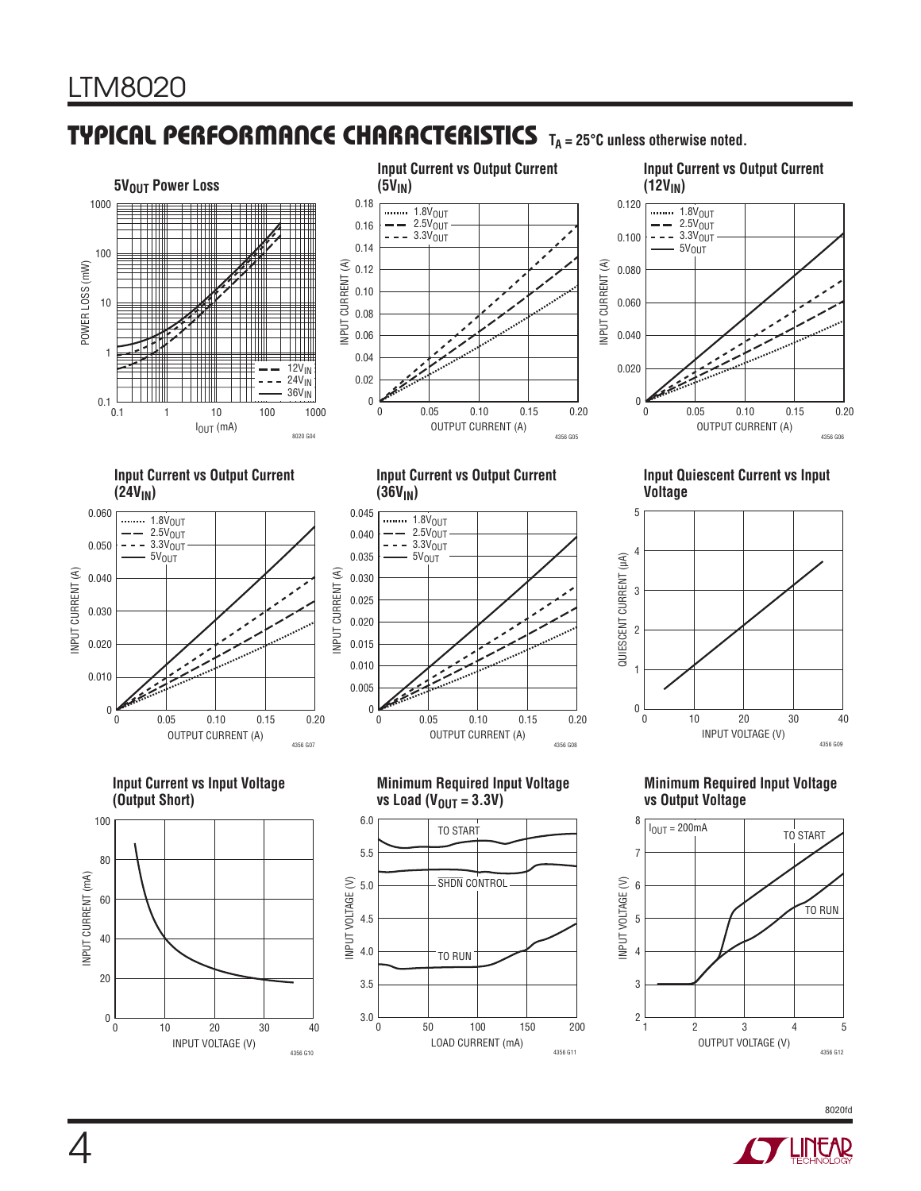## TYPICAL PERFORMANCE CHARACTERISTICS $T_A$ = 25°C unless otherwise noted.

**$5V_{OUT}$ Power Loss**

POWER LOSS (mW)
1000
100
10
1
0.1
0.1
1
10
100
1000
$I_{OUT}$ (mA)
$12V_{IN}$
$24V_{IN}$
$36V_{IN}$
8020 G04

**Input Current vs Output Current ($5V_{IN}$)**

INPUT CURRENT (A)
0.18
0.16
0.14
0.12
0.10
0.08
0.06
0.04
0.02
0
0
0.05
0.10
0.15
0.20
OUTPUT CURRENT (A)
$1.8V_{OUT}$
$2.5V_{OUT}$
$3.3V_{OUT}$
4356 G05

**Input Current vs Output Current ($12V_{IN}$)**

INPUT CURRENT (A)
0.120
0.100
0.080
0.060
0.040
0.020
0
0
0.05
0.10
0.15
0.20
OUTPUT CURRENT (A)
$1.8V_{OUT}$
$2.5V_{OUT}$
$3.3V_{OUT}$
$5V_{OUT}$
4356 G06

**Input Current vs Output Current ($24V_{IN}$)**

INPUT CURRENT (A)
0.060
0.050
0.040
0.030
0.020
0.010
0
0
0.05
0.10
0.15
0.20
OUTPUT CURRENT (A)
$1.8V_{OUT}$
$2.5V_{OUT}$
$3.3V_{OUT}$
$5V_{OUT}$
4356 G07

**Input Current vs Output Current ($36V_{IN}$)**

INPUT CURRENT (A)
0.045
0.040
0.035
0.030
0.025
0.020
0.015
0.010
0.005
0
0
0.05
0.10
0.15
0.20
OUTPUT CURRENT (A)
$1.8V_{OUT}$
$2.5V_{OUT}$
$3.3V_{OUT}$
$5V_{OUT}$
4356 G08

**Input Quiescent Current vs Input Voltage**

QUIESCENT CURRENT (µA)
5
4
3
2
1
0
0
10
20
30
40
INPUT VOLTAGE (V)
4356 G09

**Input Current vs Input Voltage (Output Short)**

INPUT CURRENT (mA)
100
80
60
40
20
0
0
10
20
30
40
INPUT VOLTAGE (V)
4356 G10

**Minimum Required Input Voltage vs Load ($V_{OUT}$ = 3.3V)**

INPUT VOLTAGE (V)
6.0
5.5
5.0
4.5
4.0
3.5
3.0
0
50
100
150
200
LOAD CURRENT (mA)
TO START
SHDN CONTROL
TO RUN
4356 G11

**Minimum Required Input Voltage vs Output Voltage**

INPUT VOLTAGE (V)
8
7
6
5
4
3
2
1
2
3
4
5
OUTPUT VOLTAGE (V)
$I_{OUT}$ = 200mA
TO START
TO RUN
4356 G12

8020fd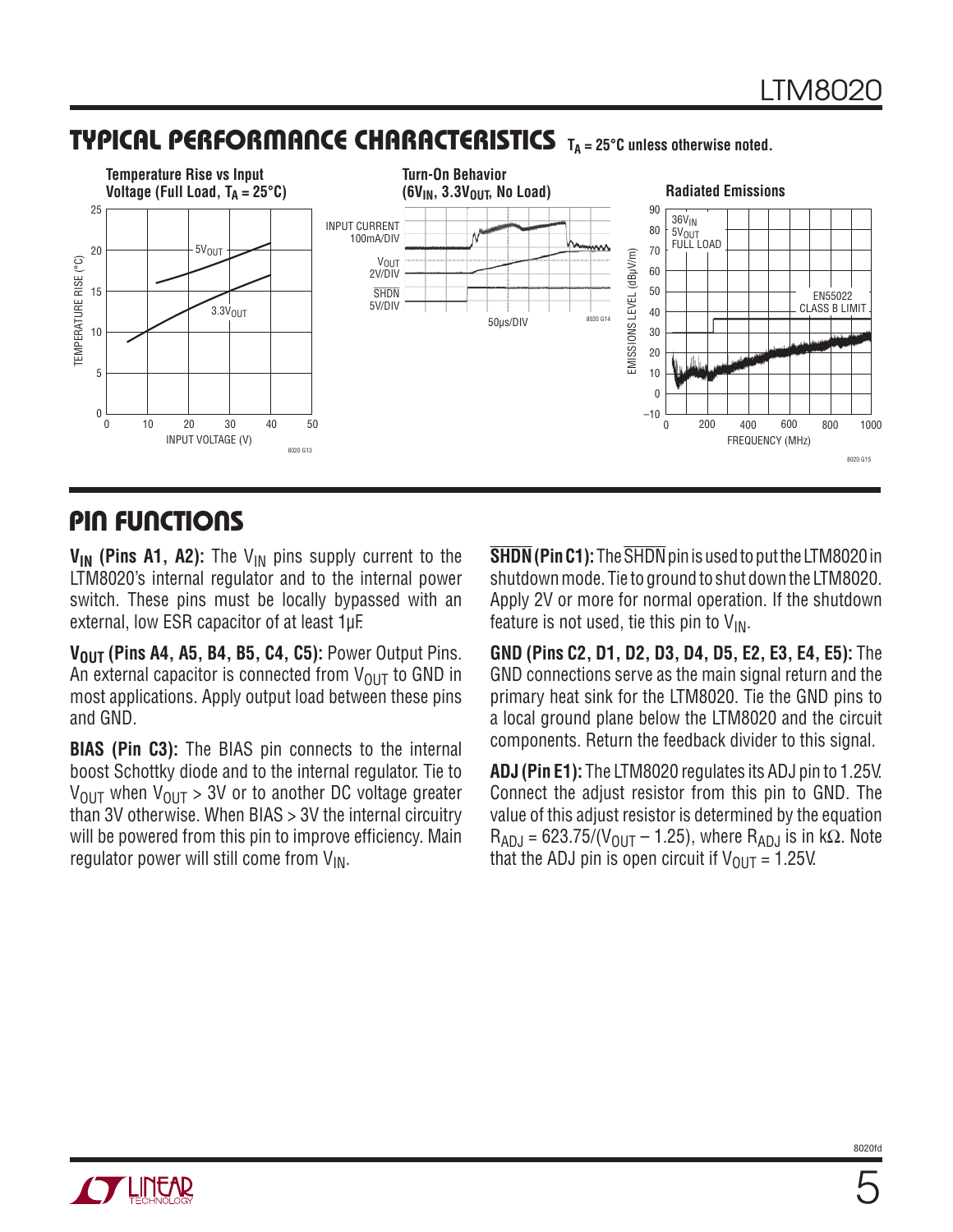## TYPICAL PERFORMANCE CHARACTERISTICS $T_A = 25°C$ unless otherwise noted.

**Temperature Rise vs Input Voltage (Full Load, $T_A = 25°C$)**

TEMPERATURE RISE (°C)
25
20
15
10
5
0
0 10 20 30 40 50
INPUT VOLTAGE (V)
$5V_{OUT}$
$3.3V_{OUT}$
8020 G13

**Turn-On Behavior ($6V_{IN}$, $3.3V_{OUT}$, No Load)**

INPUT CURRENT 100mA/DIV
$V_{OUT}$ 2V/DIV
$\overline{SHDN}$ 5V/DIV
50μs/DIV
8020 G14

**Radiated Emissions**

EMISSIONS LEVEL (dBμV/m)
90
80
70
60
50
40
30
20
10
0
–10
0 200 400 600 800 1000
FREQUENCY (MHz)
$36V_{IN}$
$5V_{OUT}$
FULL LOAD
EN55022 CLASS B LIMIT
8020 G15

## PIN FUNCTIONS

**$V_{IN}$ (Pins A1, A2):** The $V_{IN}$ pins supply current to the LTM8020's internal regulator and to the internal power switch. These pins must be locally bypassed with an external, low ESR capacitor of at least 1μF.

**$V_{OUT}$ (Pins A4, A5, B4, B5, C4, C5):** Power Output Pins. An external capacitor is connected from $V_{OUT}$ to GND in most applications. Apply output load between these pins and GND.

**BIAS (Pin C3):** The BIAS pin connects to the internal boost Schottky diode and to the internal regulator. Tie to $V_{OUT}$ when $V_{OUT} > 3V$ or to another DC voltage greater than 3V otherwise. When BIAS > 3V the internal circuitry will be powered from this pin to improve efficiency. Main regulator power will still come from $V_{IN}$.

**$\overline{SHDN}$ (Pin C1):** The $\overline{SHDN}$ pin is used to put the LTM8020 in shutdown mode. Tie to ground to shut down the LTM8020. Apply 2V or more for normal operation. If the shutdown feature is not used, tie this pin to $V_{IN}$.

**GND (Pins C2, D1, D2, D3, D4, D5, E2, E3, E4, E5):** The GND connections serve as the main signal return and the primary heat sink for the LTM8020. Tie the GND pins to a local ground plane below the LTM8020 and the circuit components. Return the feedback divider to this signal.

**ADJ (Pin E1):** The LTM8020 regulates its ADJ pin to 1.25V. Connect the adjust resistor from this pin to GND. The value of this adjust resistor is determined by the equation $R_{ADJ} = 623.75/(V_{OUT} – 1.25)$, where $R_{ADJ}$ is in kΩ. Note that the ADJ pin is open circuit if $V_{OUT} = 1.25V$.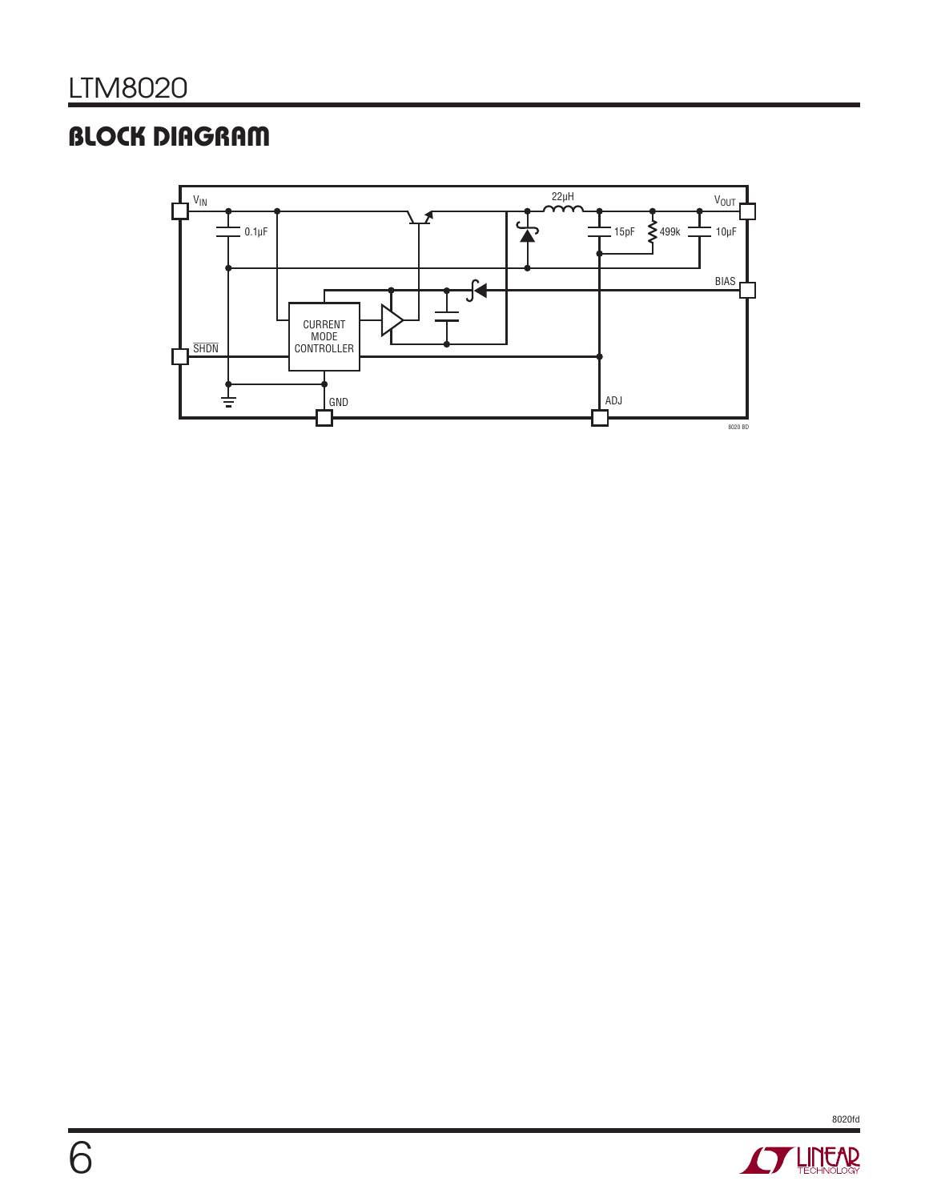## BLOCK DIAGRAM

$V_{IN}$

0.1µF

$\overline{SHDN}$

CURRENT MODE CONTROLLER

GND

22µH

15pF

499k

10µF

$V_{OUT}$

BIAS

ADJ

8020 BD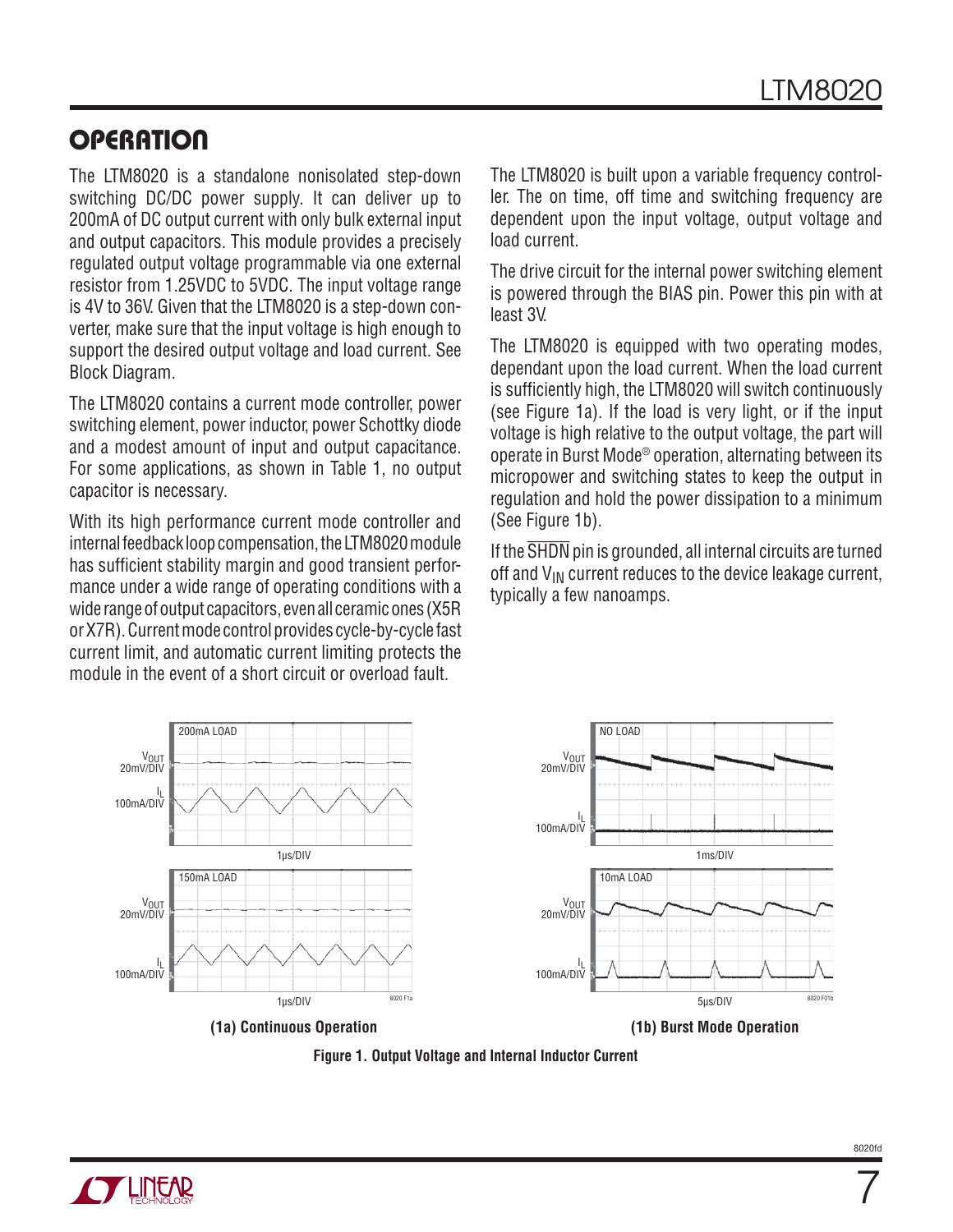## OPERATION

The LTM8020 is a standalone nonisolated step-down switching DC/DC power supply. It can deliver up to 200mA of DC output current with only bulk external input and output capacitors. This module provides a precisely regulated output voltage programmable via one external resistor from 1.25VDC to 5VDC. The input voltage range is 4V to 36V. Given that the LTM8020 is a step-down converter, make sure that the input voltage is high enough to support the desired output voltage and load current. See Block Diagram.

The LTM8020 contains a current mode controller, power switching element, power inductor, power Schottky diode and a modest amount of input and output capacitance. For some applications, as shown in Table 1, no output capacitor is necessary.

With its high performance current mode controller and internal feedback loop compensation, the LTM8020 module has sufficient stability margin and good transient performance under a wide range of operating conditions with a wide range of output capacitors, even all ceramic ones (X5R or X7R). Current mode control provides cycle-by-cycle fast current limit, and automatic current limiting protects the module in the event of a short circuit or overload fault.

The LTM8020 is built upon a variable frequency controller. The on time, off time and switching frequency are dependent upon the input voltage, output voltage and load current.

The drive circuit for the internal power switching element is powered through the BIAS pin. Power this pin with at least 3V.

The LTM8020 is equipped with two operating modes, dependant upon the load current. When the load current is sufficiently high, the LTM8020 will switch continuously (see Figure 1a). If the load is very light, or if the input voltage is high relative to the output voltage, the part will operate in Burst Mode® operation, alternating between its micropower and switching states to keep the output in regulation and hold the power dissipation to a minimum (See Figure 1b).

If the $\overline{SHDN}$ pin is grounded, all internal circuits are turned off and $V_{IN}$ current reduces to the device leakage current, typically a few nanoamps.

200mA LOAD
$V_{OUT}$ 20mV/DIV
$I_L$ 100mA/DIV
1µs/DIV

150mA LOAD
$V_{OUT}$ 20mV/DIV
$I_L$ 100mA/DIV
1µs/DIV
8020 F1a

**(1a) Continuous Operation**

NO LOAD
$V_{OUT}$ 20mV/DIV
$I_L$ 100mA/DIV
1ms/DIV

10mA LOAD
$V_{OUT}$ 20mV/DIV
$I_L$ 100mA/DIV
5µs/DIV
8020 F01b

**(1b) Burst Mode Operation**

**Figure 1. Output Voltage and Internal Inductor Current**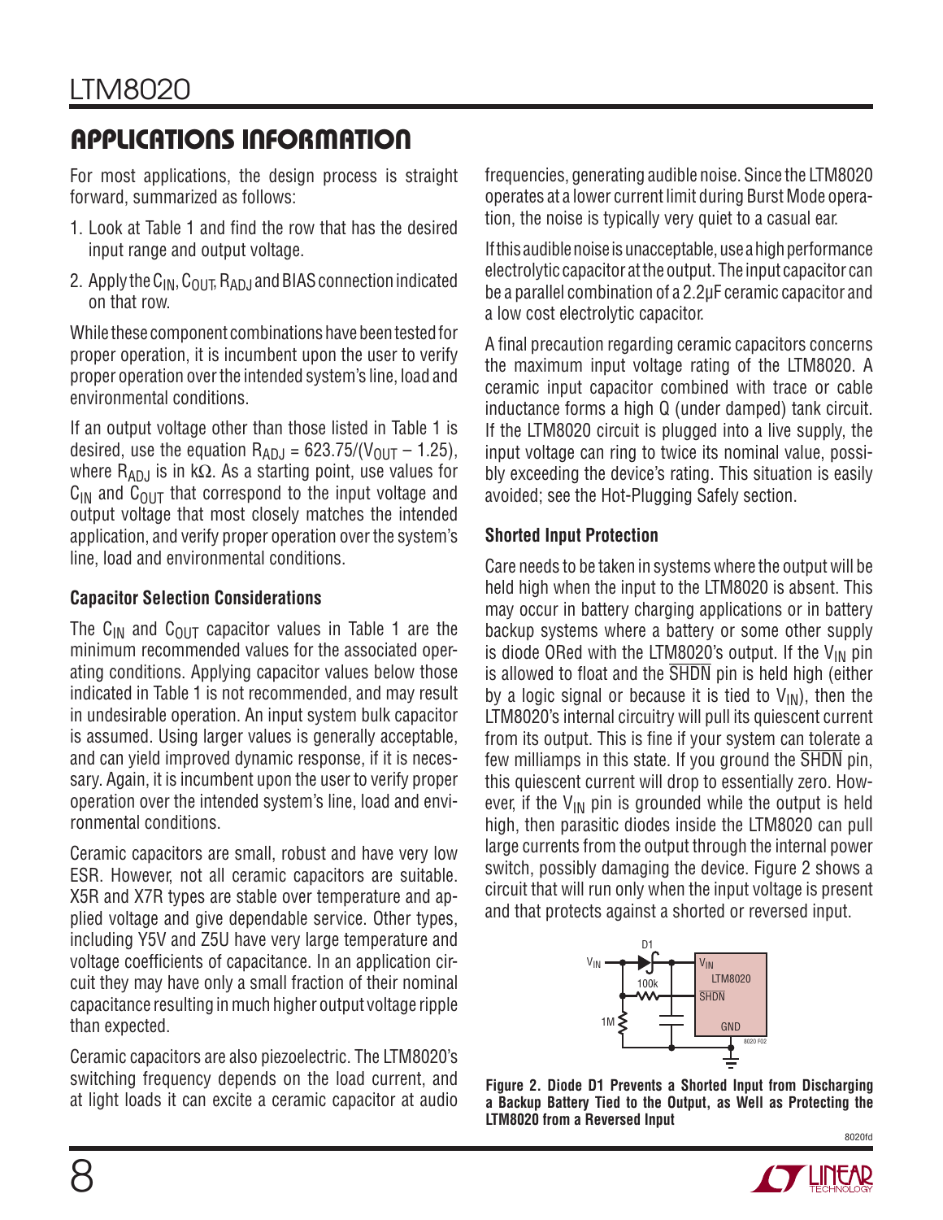## APPLICATIONS INFORMATION

For most applications, the design process is straight forward, summarized as follows:

1. Look at Table 1 and find the row that has the desired input range and output voltage.
2. Apply the $C_{IN}$, $C_{OUT}$, $R_{ADJ}$ and BIAS connection indicated on that row.

While these component combinations have been tested for proper operation, it is incumbent upon the user to verify proper operation over the intended system's line, load and environmental conditions.

If an output voltage other than those listed in Table 1 is desired, use the equation $R_{ADJ} = 623.75/(V_{OUT} – 1.25)$, where $R_{ADJ}$ is in kΩ. As a starting point, use values for $C_{IN}$ and $C_{OUT}$ that correspond to the input voltage and output voltage that most closely matches the intended application, and verify proper operation over the system's line, load and environmental conditions.

### Capacitor Selection Considerations

The $C_{IN}$ and $C_{OUT}$ capacitor values in Table 1 are the minimum recommended values for the associated operating conditions. Applying capacitor values below those indicated in Table 1 is not recommended, and may result in undesirable operation. An input system bulk capacitor is assumed. Using larger values is generally acceptable, and can yield improved dynamic response, if it is necessary. Again, it is incumbent upon the user to verify proper operation over the intended system's line, load and environmental conditions.

Ceramic capacitors are small, robust and have very low ESR. However, not all ceramic capacitors are suitable. X5R and X7R types are stable over temperature and applied voltage and give dependable service. Other types, including Y5V and Z5U have very large temperature and voltage coefficients of capacitance. In an application circuit they may have only a small fraction of their nominal capacitance resulting in much higher output voltage ripple than expected.

Ceramic capacitors are also piezoelectric. The LTM8020's switching frequency depends on the load current, and at light loads it can excite a ceramic capacitor at audio frequencies, generating audible noise. Since the LTM8020 operates at a lower current limit during Burst Mode operation, the noise is typically very quiet to a casual ear.

If this audible noise is unacceptable, use a high performance electrolytic capacitor at the output. The input capacitor can be a parallel combination of a 2.2µF ceramic capacitor and a low cost electrolytic capacitor.

A final precaution regarding ceramic capacitors concerns the maximum input voltage rating of the LTM8020. A ceramic input capacitor combined with trace or cable inductance forms a high Q (under damped) tank circuit. If the LTM8020 circuit is plugged into a live supply, the input voltage can ring to twice its nominal value, possibly exceeding the device's rating. This situation is easily avoided; see the Hot-Plugging Safely section.

### Shorted Input Protection

Care needs to be taken in systems where the output will be held high when the input to the LTM8020 is absent. This may occur in battery charging applications or in battery backup systems where a battery or some other supply is diode ORed with the LTM8020's output. If the $V_{IN}$ pin is allowed to float and the $\overline{SHDN}$ pin is held high (either by a logic signal or because it is tied to $V_{IN}$), then the LTM8020's internal circuitry will pull its quiescent current from its output. This is fine if your system can tolerate a few milliamps in this state. If you ground the $\overline{SHDN}$ pin, this quiescent current will drop to essentially zero. However, if the $V_{IN}$ pin is grounded while the output is held high, then parasitic diodes inside the LTM8020 can pull large currents from the output through the internal power switch, possibly damaging the device. Figure 2 shows a circuit that will run only when the input voltage is present and that protects against a shorted or reversed input.

$V_{IN}$
D1
100k
1M
$V_{IN}$
LTM8020
$\overline{SHDN}$
GND
8020 F02

**Figure 2. Diode D1 Prevents a Shorted Input from Discharging a Backup Battery Tied to the Output, as Well as Protecting the LTM8020 from a Reversed Input**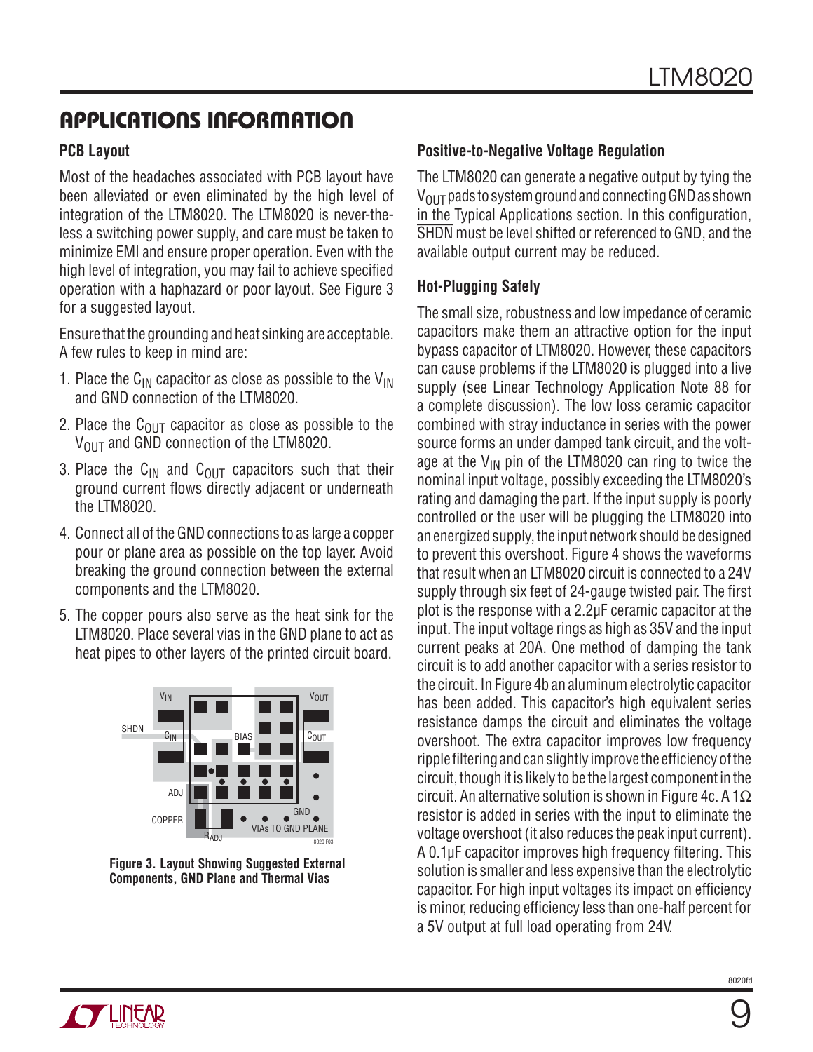## APPLICATIONS INFORMATION

### PCB Layout

Most of the headaches associated with PCB layout have been alleviated or even eliminated by the high level of integration of the LTM8020. The LTM8020 is never-the-less a switching power supply, and care must be taken to minimize EMI and ensure proper operation. Even with the high level of integration, you may fail to achieve specified operation with a haphazard or poor layout. See Figure 3 for a suggested layout.

Ensure that the grounding and heat sinking are acceptable. A few rules to keep in mind are:

1. Place the $C_{IN}$ capacitor as close as possible to the $V_{IN}$ and GND connection of the LTM8020.
2. Place the $C_{OUT}$ capacitor as close as possible to the $V_{OUT}$ and GND connection of the LTM8020.
3. Place the $C_{IN}$ and $C_{OUT}$ capacitors such that their ground current flows directly adjacent or underneath the LTM8020.
4. Connect all of the GND connections to as large a copper pour or plane area as possible on the top layer. Avoid breaking the ground connection between the external components and the LTM8020.
5. The copper pours also serve as the heat sink for the LTM8020. Place several vias in the GND plane to act as heat pipes to other layers of the printed circuit board.

$V_{IN}$
$V_{OUT}$
SHDN
$C_{IN}$
BIAS
$C_{OUT}$
ADJ
GND
COPPER
VIAs TO GND PLANE
$R_{ADJ}$
8020 F03

**Figure 3. Layout Showing Suggested External Components, GND Plane and Thermal Vias**

### Positive-to-Negative Voltage Regulation

The LTM8020 can generate a negative output by tying the $V_{OUT}$ pads to system ground and connecting GND as shown in the Typical Applications section. In this configuration, $\overline{SHDN}$ must be level shifted or referenced to GND, and the available output current may be reduced.

### Hot-Plugging Safely

The small size, robustness and low impedance of ceramic capacitors make them an attractive option for the input bypass capacitor of LTM8020. However, these capacitors can cause problems if the LTM8020 is plugged into a live supply (see Linear Technology Application Note 88 for a complete discussion). The low loss ceramic capacitor combined with stray inductance in series with the power source forms an under damped tank circuit, and the voltage at the $V_{IN}$ pin of the LTM8020 can ring to twice the nominal input voltage, possibly exceeding the LTM8020's rating and damaging the part. If the input supply is poorly controlled or the user will be plugging the LTM8020 into an energized supply, the input network should be designed to prevent this overshoot. Figure 4 shows the waveforms that result when an LTM8020 circuit is connected to a 24V supply through six feet of 24-gauge twisted pair. The first plot is the response with a 2.2µF ceramic capacitor at the input. The input voltage rings as high as 35V and the input current peaks at 20A. One method of damping the tank circuit is to add another capacitor with a series resistor to the circuit. In Figure 4b an aluminum electrolytic capacitor has been added. This capacitor's high equivalent series resistance damps the circuit and eliminates the voltage overshoot. The extra capacitor improves low frequency ripple filtering and can slightly improve the efficiency of the circuit, though it is likely to be the largest component in the circuit. An alternative solution is shown in Figure 4c. A 1Ω resistor is added in series with the input to eliminate the voltage overshoot (it also reduces the peak input current). A 0.1µF capacitor improves high frequency filtering. This solution is smaller and less expensive than the electrolytic capacitor. For high input voltages its impact on efficiency is minor, reducing efficiency less than one-half percent for a 5V output at full load operating from 24V.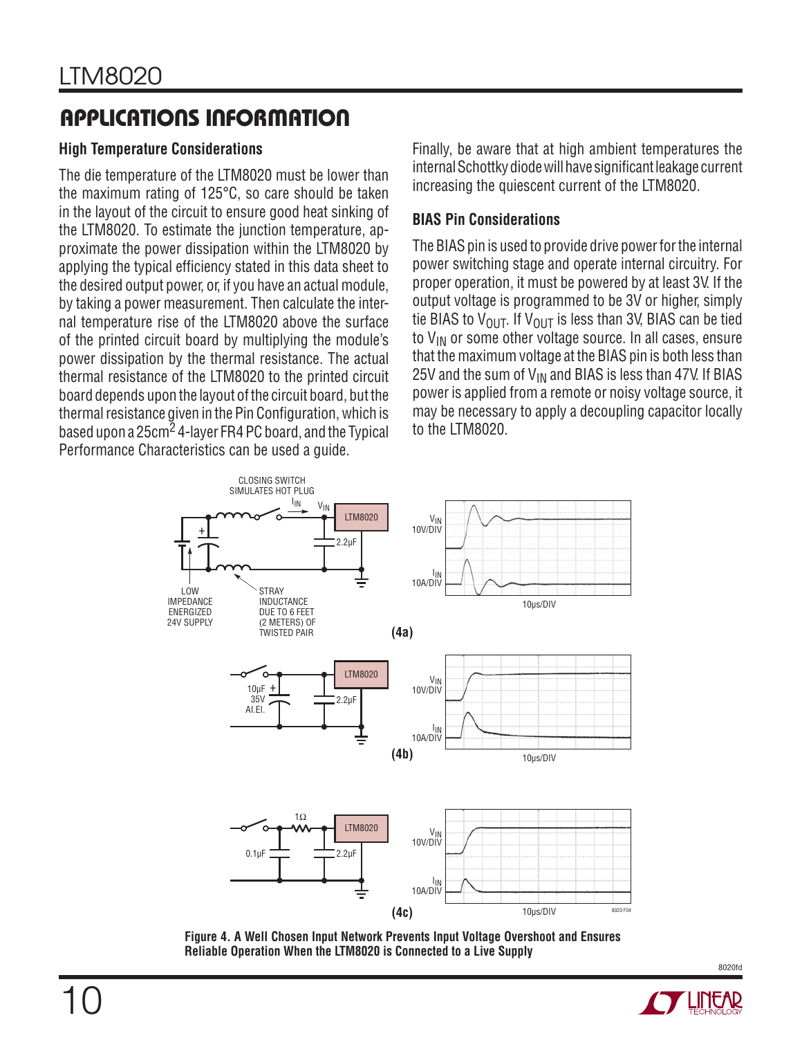## APPLICATIONS INFORMATION

### High Temperature Considerations

The die temperature of the LTM8020 must be lower than the maximum rating of 125°C, so care should be taken in the layout of the circuit to ensure good heat sinking of the LTM8020. To estimate the junction temperature, approximate the power dissipation within the LTM8020 by applying the typical efficiency stated in this data sheet to the desired output power, or, if you have an actual module, by taking a power measurement. Then calculate the internal temperature rise of the LTM8020 above the surface of the printed circuit board by multiplying the module's power dissipation by the thermal resistance. The actual thermal resistance of the LTM8020 to the printed circuit board depends upon the layout of the circuit board, but the thermal resistance given in the Pin Configuration, which is based upon a 25cm$^2$ 4-layer FR4 PC board, and the Typical Performance Characteristics can be used a guide.

Finally, be aware that at high ambient temperatures the internal Schottky diode will have significant leakage current increasing the quiescent current of the LTM8020.

### BIAS Pin Considerations

The BIAS pin is used to provide drive power for the internal power switching stage and operate internal circuitry. For proper operation, it must be powered by at least 3V. If the output voltage is programmed to be 3V or higher, simply tie BIAS to $V_{OUT}$. If $V_{OUT}$ is less than 3V, BIAS can be tied to $V_{IN}$ or some other voltage source. In all cases, ensure that the maximum voltage at the BIAS pin is both less than 25V and the sum of $V_{IN}$ and BIAS is less than 47V. If BIAS power is applied from a remote or noisy voltage source, it may be necessary to apply a decoupling capacitor locally to the LTM8020.

CLOSING SWITCH SIMULATES HOT PLUG
$I_{IN}$
$V_{IN}$
LTM8020
2.2µF
LOW IMPEDANCE ENERGIZED 24V SUPPLY
STRAY INDUCTANCE DUE TO 6 FEET (2 METERS) OF TWISTED PAIR
$V_{IN}$ 10V/DIV
$I_{IN}$ 10A/DIV
10µs/DIV
(4a)

LTM8020
10µF 35V AI.EI.
2.2µF
$V_{IN}$ 10V/DIV
$I_{IN}$ 10A/DIV
10µs/DIV
(4b)

1Ω
LTM8020
0.1µF
2.2µF
$V_{IN}$ 10V/DIV
$I_{IN}$ 10A/DIV
10µs/DIV
(4c)
8020 F04

**Figure 4. A Well Chosen Input Network Prevents Input Voltage Overshoot and Ensures Reliable Operation When the LTM8020 is Connected to a Live Supply**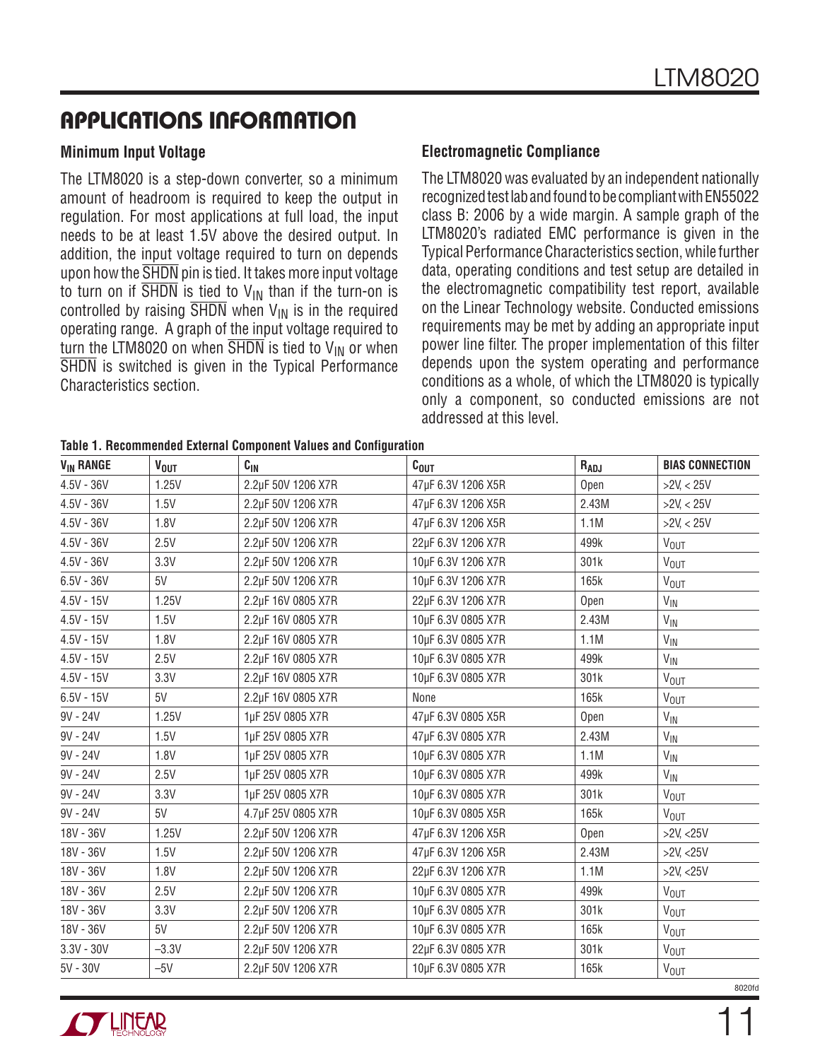## APPLICATIONS INFORMATION

### Minimum Input Voltage

The LTM8020 is a step-down converter, so a minimum amount of headroom is required to keep the output in regulation. For most applications at full load, the input needs to be at least 1.5V above the desired output. In addition, the input voltage required to turn on depends upon how the $\overline{SHDN}$ pin is tied. It takes more input voltage to turn on if $\overline{SHDN}$ is tied to $V_{IN}$ than if the turn-on is controlled by raising $\overline{SHDN}$ when $V_{IN}$ is in the required operating range. A graph of the input voltage required to turn the LTM8020 on when $\overline{SHDN}$ is tied to $V_{IN}$ or when $\overline{SHDN}$ is switched is given in the Typical Performance Characteristics section.

### Electromagnetic Compliance

The LTM8020 was evaluated by an independent nationally recognized test lab and found to be compliant with EN55022 class B: 2006 by a wide margin. A sample graph of the LTM8020's radiated EMC performance is given in the Typical Performance Characteristics section, while further data, operating conditions and test setup are detailed in the electromagnetic compatibility test report, available on the Linear Technology website. Conducted emissions requirements may be met by adding an appropriate input power line filter. The proper implementation of this filter depends upon the system operating and performance conditions as a whole, of which the LTM8020 is typically only a component, so conducted emissions are not addressed at this level.

**Table 1. Recommended External Component Values and Configuration**

| $V_{IN}$ RANGE | $V_{OUT}$ | $C_{IN}$ | $C_{OUT}$ | $R_{ADJ}$ | BIAS CONNECTION |
|---|---|---|---|---|---|
| 4.5V - 36V | 1.25V | 2.2µF 50V 1206 X7R | 47µF 6.3V 1206 X5R | Open | >2V, < 25V |
| 4.5V - 36V | 1.5V | 2.2µF 50V 1206 X7R | 47µF 6.3V 1206 X5R | 2.43M | >2V, < 25V |
| 4.5V - 36V | 1.8V | 2.2µF 50V 1206 X7R | 47µF 6.3V 1206 X5R | 1.1M | >2V, < 25V |
| 4.5V - 36V | 2.5V | 2.2µF 50V 1206 X7R | 22µF 6.3V 1206 X7R | 499k | $V_{OUT}$ |
| 4.5V - 36V | 3.3V | 2.2µF 50V 1206 X7R | 10µF 6.3V 1206 X7R | 301k | $V_{OUT}$ |
| 6.5V - 36V | 5V | 2.2µF 50V 1206 X7R | 10µF 6.3V 1206 X7R | 165k | $V_{OUT}$ |
| 4.5V - 15V | 1.25V | 2.2µF 16V 0805 X7R | 22µF 6.3V 1206 X7R | Open | $V_{IN}$ |
| 4.5V - 15V | 1.5V | 2.2µF 16V 0805 X7R | 10µF 6.3V 0805 X7R | 2.43M | $V_{IN}$ |
| 4.5V - 15V | 1.8V | 2.2µF 16V 0805 X7R | 10µF 6.3V 0805 X7R | 1.1M | $V_{IN}$ |
| 4.5V - 15V | 2.5V | 2.2µF 16V 0805 X7R | 10µF 6.3V 0805 X7R | 499k | $V_{IN}$ |
| 4.5V - 15V | 3.3V | 2.2µF 16V 0805 X7R | 10µF 6.3V 0805 X7R | 301k | $V_{OUT}$ |
| 6.5V - 15V | 5V | 2.2µF 16V 0805 X7R | None | 165k | $V_{OUT}$ |
| 9V - 24V | 1.25V | 1µF 25V 0805 X7R | 47µF 6.3V 0805 X5R | Open | $V_{IN}$ |
| 9V - 24V | 1.5V | 1µF 25V 0805 X7R | 47µF 6.3V 0805 X7R | 2.43M | $V_{IN}$ |
| 9V - 24V | 1.8V | 1µF 25V 0805 X7R | 10µF 6.3V 0805 X7R | 1.1M | $V_{IN}$ |
| 9V - 24V | 2.5V | 1µF 25V 0805 X7R | 10µF 6.3V 0805 X7R | 499k | $V_{IN}$ |
| 9V - 24V | 3.3V | 1µF 25V 0805 X7R | 10µF 6.3V 0805 X7R | 301k | $V_{OUT}$ |
| 9V - 24V | 5V | 4.7µF 25V 0805 X7R | 10µF 6.3V 0805 X5R | 165k | $V_{OUT}$ |
| 18V - 36V | 1.25V | 2.2µF 50V 1206 X7R | 47µF 6.3V 1206 X5R | Open | >2V, <25V |
| 18V - 36V | 1.5V | 2.2µF 50V 1206 X7R | 47µF 6.3V 1206 X5R | 2.43M | >2V, <25V |
| 18V - 36V | 1.8V | 2.2µF 50V 1206 X7R | 22µF 6.3V 1206 X7R | 1.1M | >2V, <25V |
| 18V - 36V | 2.5V | 2.2µF 50V 1206 X7R | 10µF 6.3V 0805 X7R | 499k | $V_{OUT}$ |
| 18V - 36V | 3.3V | 2.2µF 50V 1206 X7R | 10µF 6.3V 0805 X7R | 301k | $V_{OUT}$ |
| 18V - 36V | 5V | 2.2µF 50V 1206 X7R | 10µF 6.3V 0805 X7R | 165k | $V_{OUT}$ |
| 3.3V - 30V | –3.3V | 2.2µF 50V 1206 X7R | 22µF 6.3V 0805 X7R | 301k | $V_{OUT}$ |
| 5V - 30V | –5V | 2.2µF 50V 1206 X7R | 10µF 6.3V 0805 X7R | 165k | $V_{OUT}$ |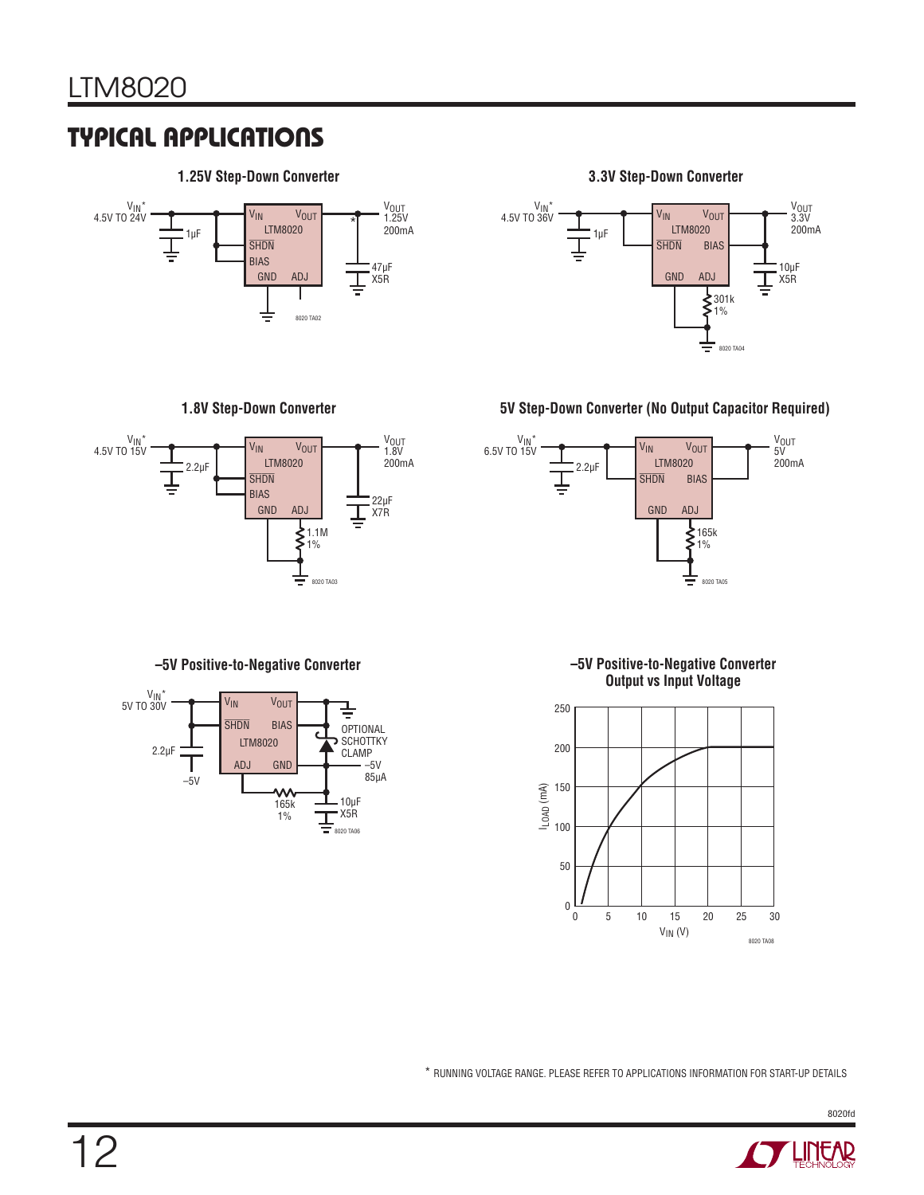## TYPICAL APPLICATIONS

**1.25V Step-Down Converter**

$V_{IN}$* 4.5V TO 24V
1µF
$V_{IN}$ $V_{OUT}$
LTM8020
SHDN
BIAS
GND ADJ
$V_{OUT}$ 1.25V 200mA
47µF X5R
8020 TA02

**3.3V Step-Down Converter**

$V_{IN}$* 4.5V TO 36V
1µF
$V_{IN}$ $V_{OUT}$
LTM8020
SHDN BIAS
GND ADJ
301k 1%
$V_{OUT}$ 3.3V 200mA
10µF X5R
8020 TA04

**1.8V Step-Down Converter**

$V_{IN}$* 4.5V TO 15V
2.2µF
$V_{IN}$ $V_{OUT}$
LTM8020
SHDN
BIAS
GND ADJ
1.1M 1%
$V_{OUT}$ 1.8V 200mA
22µF X7R
8020 TA03

**5V Step-Down Converter (No Output Capacitor Required)**

$V_{IN}$* 6.5V TO 15V
2.2µF
$V_{IN}$ $V_{OUT}$
LTM8020
SHDN BIAS
GND ADJ
165k 1%
$V_{OUT}$ 5V 200mA
8020 TA05

**–5V Positive-to-Negative Converter**

$V_{IN}$* 5V TO 30V
2.2µF
–5V
$V_{IN}$ $V_{OUT}$
SHDN BIAS
LTM8020
ADJ GND
165k 1%
OPTIONAL SCHOTTKY CLAMP
–5V 85µA
10µF X5R
8020 TA06

**–5V Positive-to-Negative Converter Output vs Input Voltage**

$I_{LOAD}$ (mA)
0
50
100
150
200
250
$V_{IN}$ (V)
0
5
10
15
20
25
30
8020 TA08

* RUNNING VOLTAGE RANGE. PLEASE REFER TO APPLICATIONS INFORMATION FOR START-UP DETAILS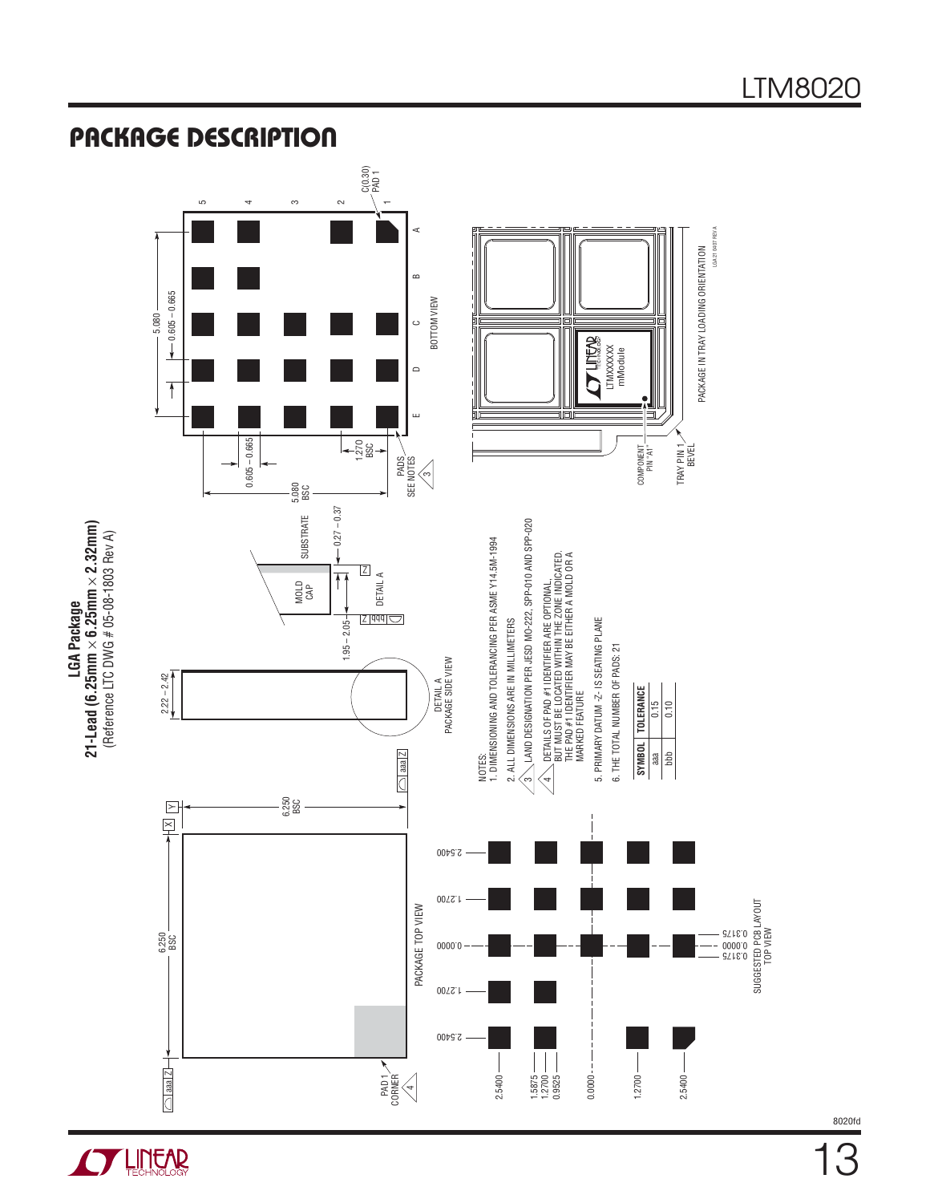## PACKAGE DESCRIPTION

**LGA Package**
**21-Lead (6.25mm × 6.25mm × 2.32mm)**
(Reference LTC DWG # 05-08-1803 Rev A)

NOTES:

1. DIMENSIONING AND TOLERANCING PER ASME Y14.5M-1994
2. ALL DIMENSIONS ARE IN MILLIMETERS
3. LAND DESIGNATION PER JESD MO-222, SPP-010 AND SPP-020
4. DETAILS OF PAD #1 IDENTIFIER ARE OPTIONAL, BUT MUST BE LOCATED WITHIN THE ZONE INDICATED. THE PAD #1 IDENTIFIER MAY BE EITHER A MOLD OR A MARKED FEATURE
5. PRIMARY DATUM -Z- IS SEATING PLANE
6. THE TOTAL NUMBER OF PADS: 21

| SYMBOL | TOLERANCE |
|---|---|
| aaa | 0.15 |
| bbb | 0.10 |

PACKAGE TOP VIEW

PACKAGE SIDE VIEW

BOTTOM VIEW

SUGGESTED PCB LAYOUT TOP VIEW

PACKAGE IN TRAY LOADING ORIENTATION

LGA 21 0407 REV A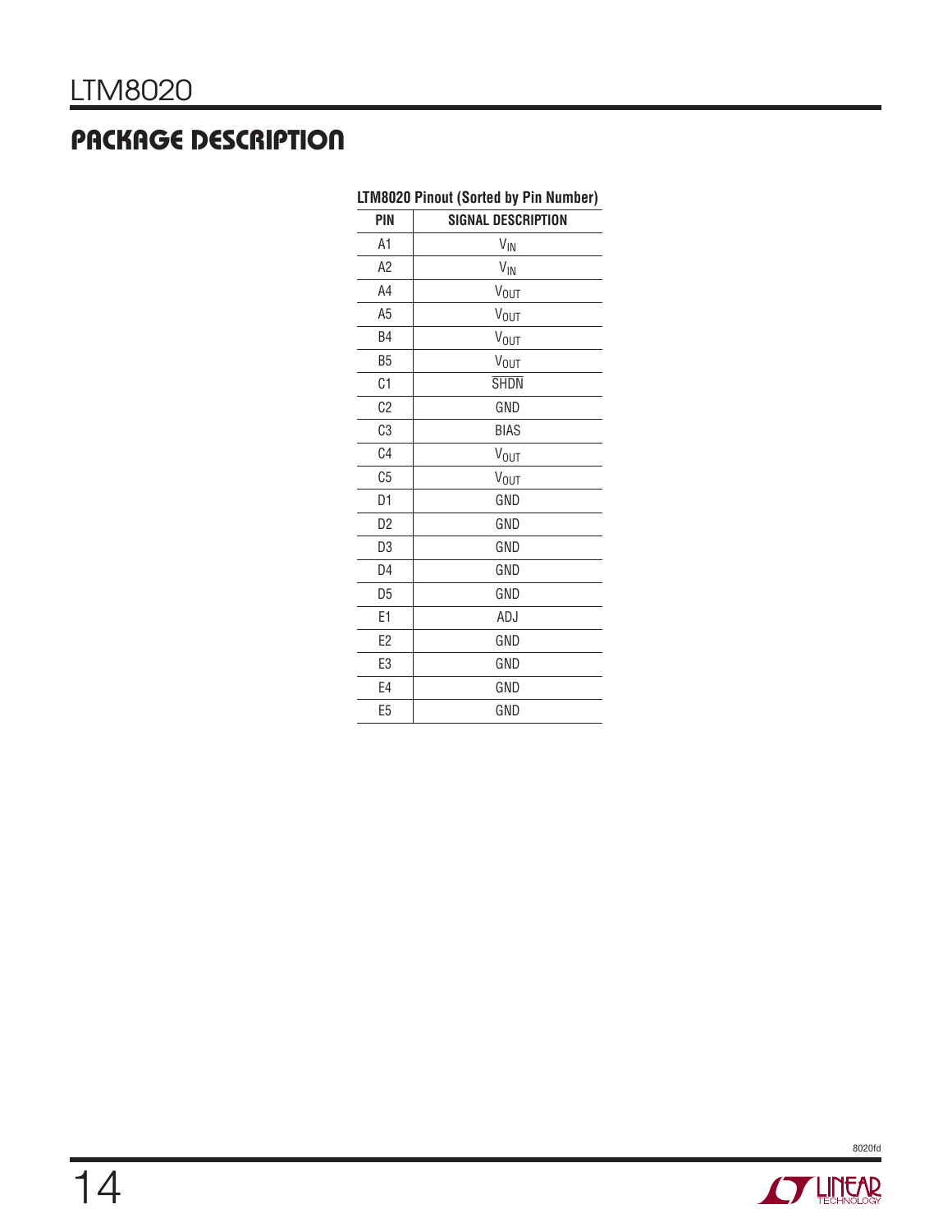## PACKAGE DESCRIPTION

**LTM8020 Pinout (Sorted by Pin Number)**

| PIN | SIGNAL DESCRIPTION |
|---|---|
| A1 | $V_{IN}$ |
| A2 | $V_{IN}$ |
| A4 | $V_{OUT}$ |
| A5 | $V_{OUT}$ |
| B4 | $V_{OUT}$ |
| B5 | $V_{OUT}$ |
| C1 | $\overline{SHDN}$ |
| C2 | GND |
| C3 | BIAS |
| C4 | $V_{OUT}$ |
| C5 | $V_{OUT}$ |
| D1 | GND |
| D2 | GND |
| D3 | GND |
| D4 | GND |
| D5 | GND |
| E1 | ADJ |
| E2 | GND |
| E3 | GND |
| E4 | GND |
| E5 | GND |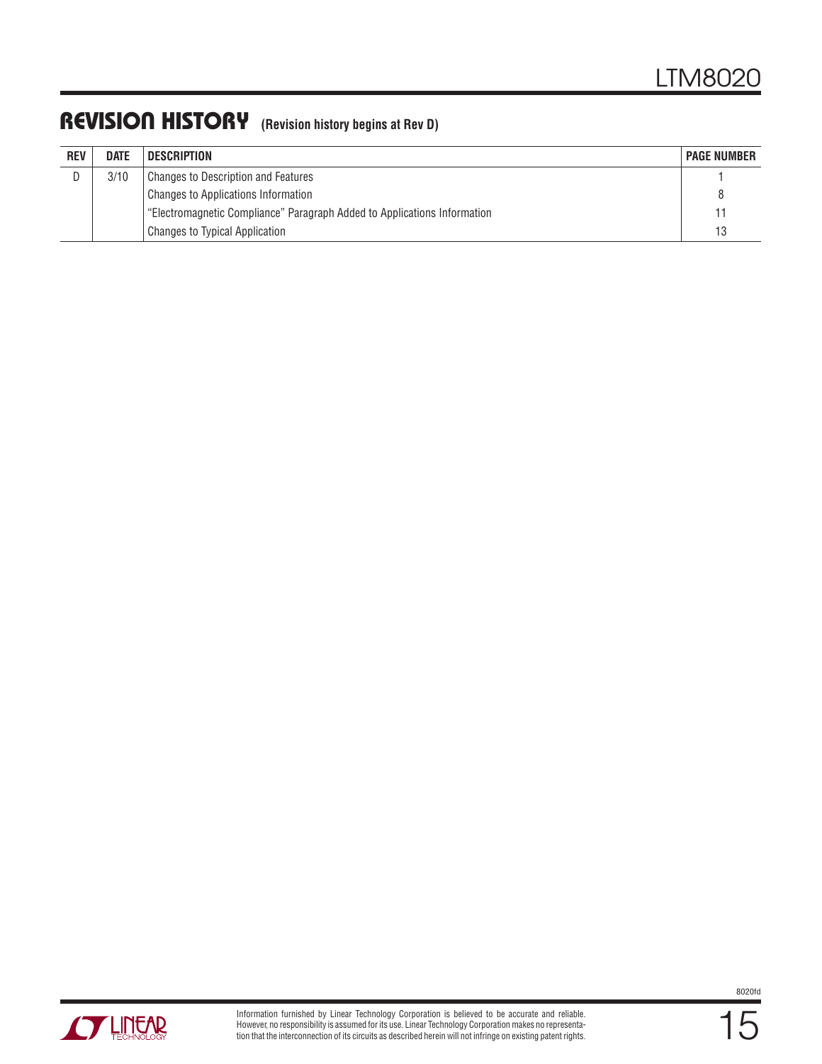## REVISION HISTORY (Revision history begins at Rev D)

| REV | DATE | DESCRIPTION | PAGE NUMBER |
|---|---|---|---|
| D | 3/10 | Changes to Description and Features | 1 |
| | | Changes to Applications Information | 8 |
| | | "Electromagnetic Compliance" Paragraph Added to Applications Information | 11 |
| | | Changes to Typical Application | 13 |

Information furnished by Linear Technology Corporation is believed to be accurate and reliable. However, no responsibility is assumed for its use. Linear Technology Corporation makes no representation that the interconnection of its circuits as described herein will not infringe on existing patent rights.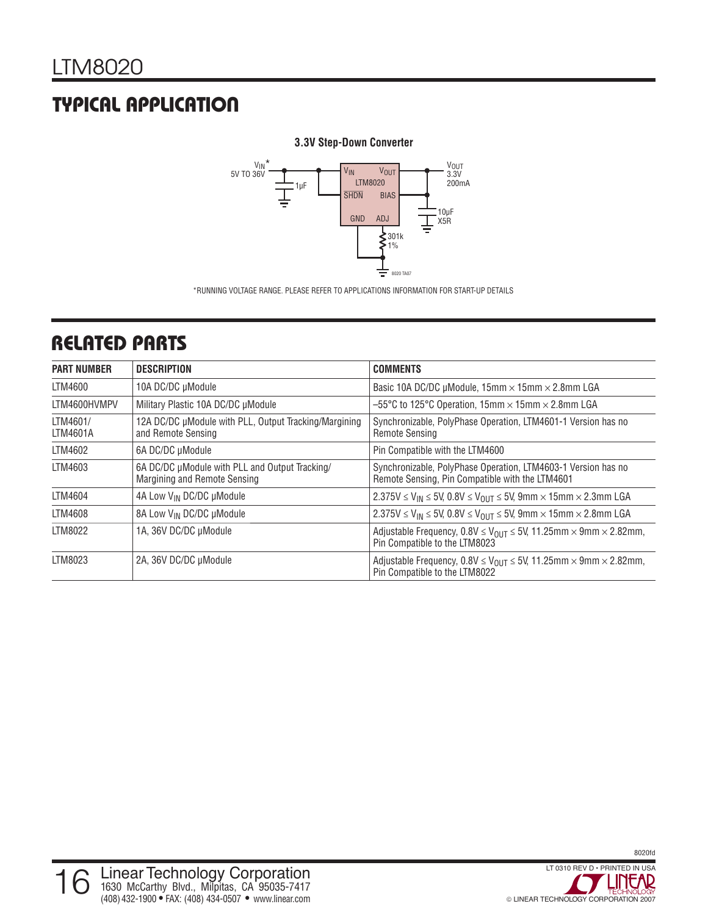## TYPICAL APPLICATION

**3.3V Step-Down Converter**

$V_{IN}$*
5V TO 36V
1µF
$V_{IN}$
$V_{OUT}$
LTM8020
SHDN
BIAS
GND
ADJ
301k
1%
$V_{OUT}$
3.3V
200mA
10µF
X5R
8020 TA07

*RUNNING VOLTAGE RANGE. PLEASE REFER TO APPLICATIONS INFORMATION FOR START-UP DETAILS

## RELATED PARTS

| PART NUMBER | DESCRIPTION | COMMENTS |
|---|---|---|
| LTM4600 | 10A DC/DC µModule | Basic 10A DC/DC µModule, 15mm × 15mm × 2.8mm LGA |
| LTM4600HVMPV | Military Plastic 10A DC/DC µModule | –55°C to 125°C Operation, 15mm × 15mm × 2.8mm LGA |
| LTM4601/ LTM4601A | 12A DC/DC µModule with PLL, Output Tracking/Margining and Remote Sensing | Synchronizable, PolyPhase Operation, LTM4601-1 Version has no Remote Sensing |
| LTM4602 | 6A DC/DC µModule | Pin Compatible with the LTM4600 |
| LTM4603 | 6A DC/DC µModule with PLL and Output Tracking/ Margining and Remote Sensing | Synchronizable, PolyPhase Operation, LTM4603-1 Version has no Remote Sensing, Pin Compatible with the LTM4601 |
| LTM4604 | 4A Low $V_{IN}$ DC/DC µModule | $2.375V \le V_{IN} \le 5V$, $0.8V \le V_{OUT} \le 5V$, 9mm × 15mm × 2.3mm LGA |
| LTM4608 | 8A Low $V_{IN}$ DC/DC µModule | $2.375V \le V_{IN} \le 5V$, $0.8V \le V_{OUT} \le 5V$, 9mm × 15mm × 2.8mm LGA |
| LTM8022 | 1A, 36V DC/DC µModule | Adjustable Frequency, $0.8V \le V_{OUT} \le 5V$, 11.25mm × 9mm × 2.82mm, Pin Compatible to the LTM8023 |
| LTM8023 | 2A, 36V DC/DC µModule | Adjustable Frequency, $0.8V \le V_{OUT} \le 5V$, 11.25mm × 9mm × 2.82mm, Pin Compatible to the LTM8022 |

Linear Technology Corporation
1630 McCarthy Blvd., Milpitas, CA 95035-7417
(408) 432-1900 • FAX: (408) 434-0507 • www.linear.com

LT 0310 REV D • PRINTED IN USA
© LINEAR TECHNOLOGY CORPORATION 2007